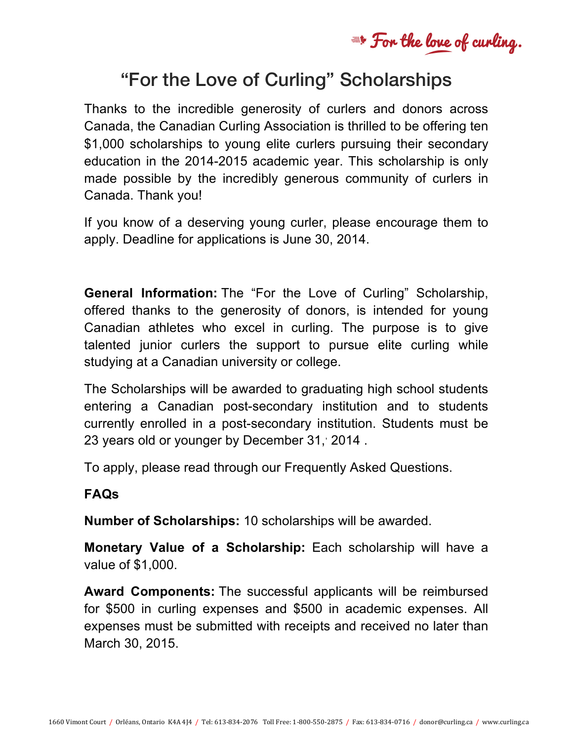# "For the Love of Curling" Scholarships

Thanks to the incredible generosity of curlers and donors across Canada, the Canadian Curling Association is thrilled to be offering ten $1,000 scholarships to young elite curlers pursuing their secondary education in the 2014-2015 academic year. This scholarship is only made possible by the incredibly generous community of curlers in Canada. Thank you!

If you know of a deserving young curler, please encourage them to apply. Deadline for applications is June 30, 2014.

**General Information:** The "For the Love of Curling" Scholarship, offered thanks to the generosity of donors, is intended for young Canadian athletes who excel in curling. The purpose is to give talented junior curlers the support to pursue elite curling while studying at a Canadian university or college.

The Scholarships will be awarded to graduating high school students entering a Canadian post-secondary institution and to students currently enrolled in a post-secondary institution. Students must be 23 years old or younger by December 31, 2014 .

To apply, please read through our Frequently Asked Questions.

**FAQs**

**Number of Scholarships:** 10 scholarships will be awarded.

**Monetary Value of a Scholarship:** Each scholarship will have a value of $1,000.

**Award Components:** The successful applicants will be reimbursed for $500 in curling expenses and $500 in academic expenses. All expenses must be submitted with receipts and received no later than March 30, 2015.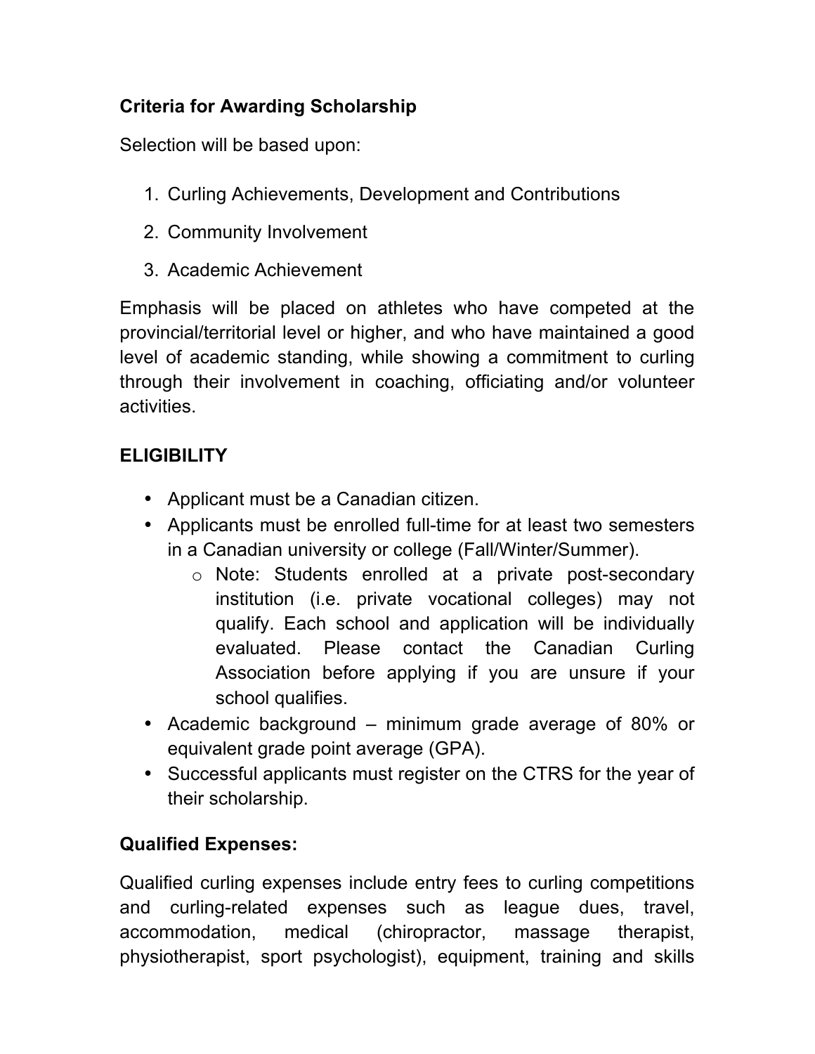**Criteria for Awarding Scholarship**

Selection will be based upon:

1. Curling Achievements, Development and Contributions
2. Community Involvement
3. Academic Achievement

Emphasis will be placed on athletes who have competed at the provincial/territorial level or higher, and who have maintained a good level of academic standing, while showing a commitment to curling through their involvement in coaching, officiating and/or volunteer activities.

## ELIGIBILITY

- Applicant must be a Canadian citizen.
- Applicants must be enrolled full-time for at least two semesters in a Canadian university or college (Fall/Winter/Summer).
    - Note: Students enrolled at a private post-secondary institution (i.e. private vocational colleges) may not qualify. Each school and application will be individually evaluated. Please contact the Canadian Curling Association before applying if you are unsure if your school qualifies.
- Academic background – minimum grade average of 80% or equivalent grade point average (GPA).
- Successful applicants must register on the CTRS for the year of their scholarship.

**Qualified Expenses:**

Qualified curling expenses include entry fees to curling competitions and curling-related expenses such as league dues, travel, accommodation, medical (chiropractor, massage therapist, physiotherapist, sport psychologist), equipment, training and skills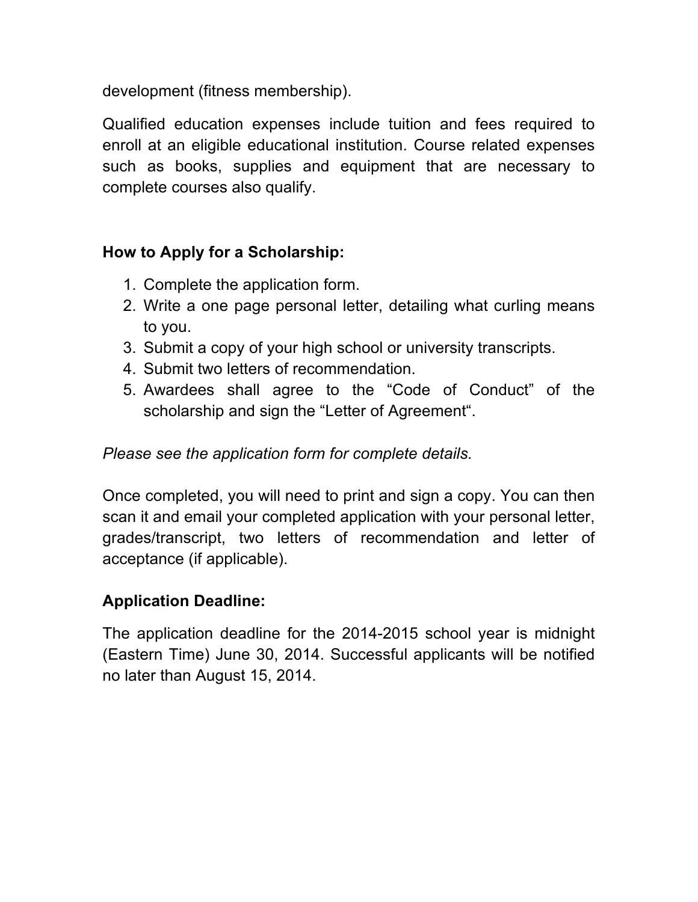development (fitness membership).

Qualified education expenses include tuition and fees required to enroll at an eligible educational institution. Course related expenses such as books, supplies and equipment that are necessary to complete courses also qualify.

**How to Apply for a Scholarship:**

1. Complete the application form.
2. Write a one page personal letter, detailing what curling means to you.
3. Submit a copy of your high school or university transcripts.
4. Submit two letters of recommendation.
5. Awardees shall agree to the “Code of Conduct” of the scholarship and sign the “Letter of Agreement“.

*Please see the application form for complete details.*

Once completed, you will need to print and sign a copy. You can then scan it and email your completed application with your personal letter, grades/transcript, two letters of recommendation and letter of acceptance (if applicable).

**Application Deadline:**

The application deadline for the 2014-2015 school year is midnight (Eastern Time) June 30, 2014. Successful applicants will be notified no later than August 15, 2014.